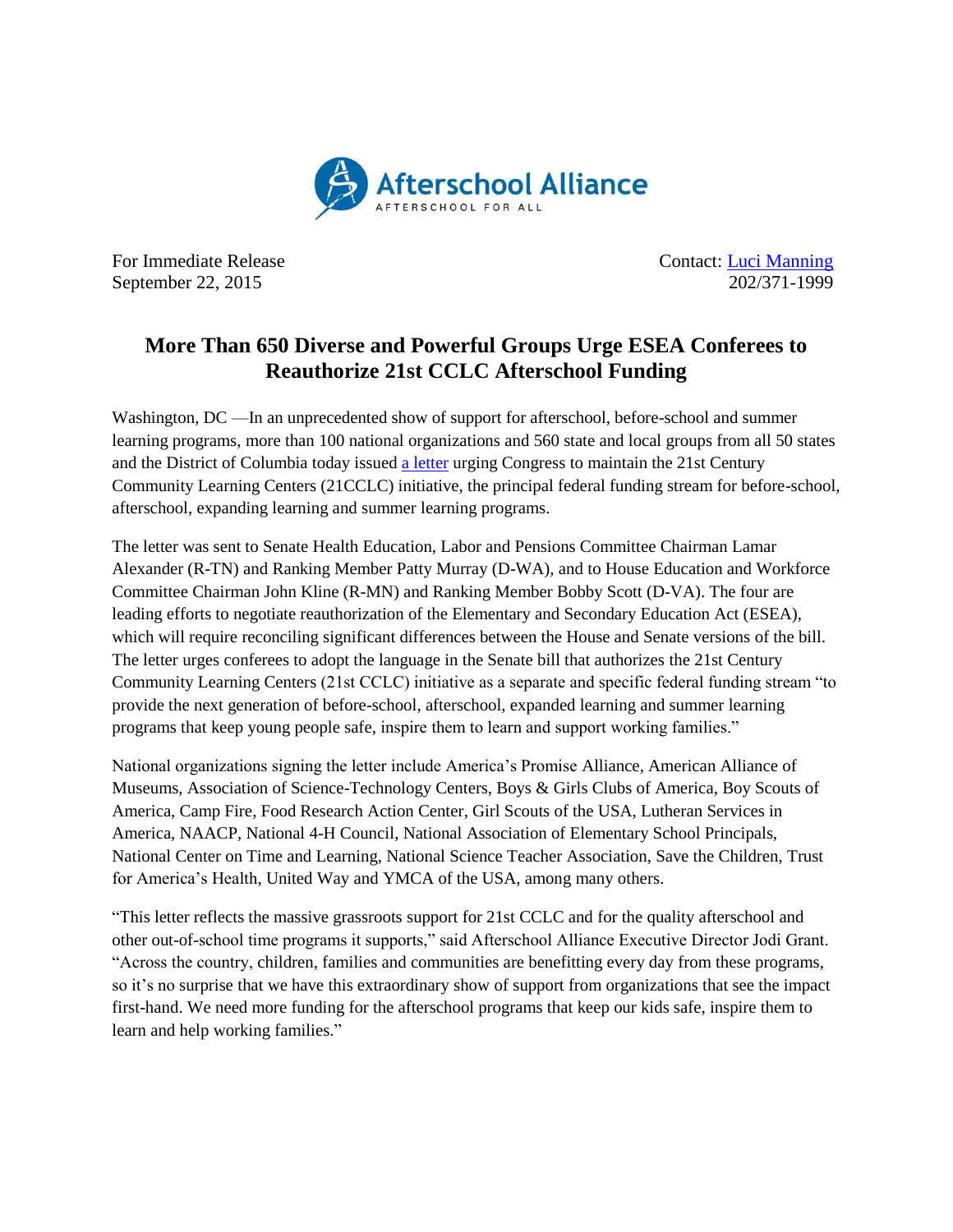Afterschool Alliance
AFTERSCHOOL FOR ALL

For Immediate Release
September 22, 2015

Contact: [Luci Manning]
202/371-1999

# More Than 650 Diverse and Powerful Groups Urge ESEA Conferees to Reauthorize 21st CCLC Afterschool Funding

Washington, DC —In an unprecedented show of support for afterschool, before-school and summer learning programs, more than 100 national organizations and 560 state and local groups from all 50 states and the District of Columbia today issued a letter urging Congress to maintain the 21st Century Community Learning Centers (21CCLC) initiative, the principal federal funding stream for before-school, afterschool, expanding learning and summer learning programs.

The letter was sent to Senate Health Education, Labor and Pensions Committee Chairman Lamar Alexander (R-TN) and Ranking Member Patty Murray (D-WA), and to House Education and Workforce Committee Chairman John Kline (R-MN) and Ranking Member Bobby Scott (D-VA). The four are leading efforts to negotiate reauthorization of the Elementary and Secondary Education Act (ESEA), which will require reconciling significant differences between the House and Senate versions of the bill. The letter urges conferees to adopt the language in the Senate bill that authorizes the 21st Century Community Learning Centers (21st CCLC) initiative as a separate and specific federal funding stream "to provide the next generation of before-school, afterschool, expanded learning and summer learning programs that keep young people safe, inspire them to learn and support working families."

National organizations signing the letter include America's Promise Alliance, American Alliance of Museums, Association of Science-Technology Centers, Boys & Girls Clubs of America, Boy Scouts of America, Camp Fire, Food Research Action Center, Girl Scouts of the USA, Lutheran Services in America, NAACP, National 4-H Council, National Association of Elementary School Principals, National Center on Time and Learning, National Science Teacher Association, Save the Children, Trust for America's Health, United Way and YMCA of the USA, among many others.

"This letter reflects the massive grassroots support for 21st CCLC and for the quality afterschool and other out-of-school time programs it supports," said Afterschool Alliance Executive Director Jodi Grant. "Across the country, children, families and communities are benefitting every day from these programs, so it's no surprise that we have this extraordinary show of support from organizations that see the impact first-hand. We need more funding for the afterschool programs that keep our kids safe, inspire them to learn and help working families."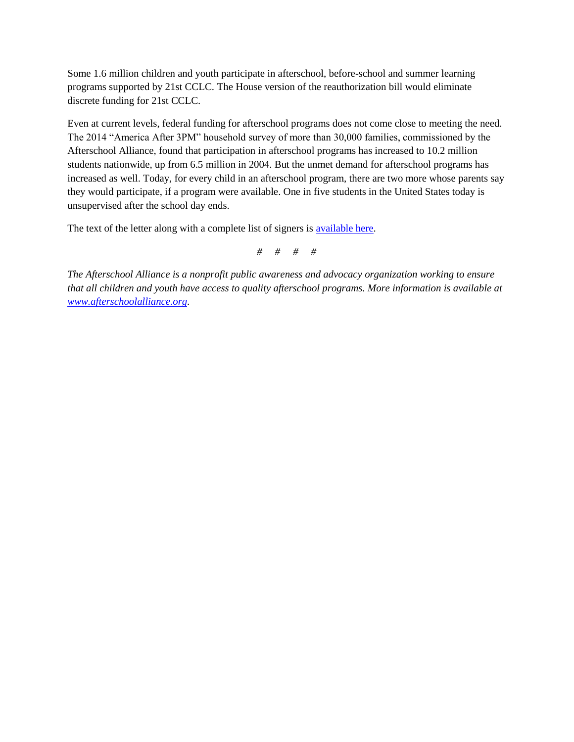Some 1.6 million children and youth participate in afterschool, before-school and summer learning programs supported by 21st CCLC. The House version of the reauthorization bill would eliminate discrete funding for 21st CCLC.

Even at current levels, federal funding for afterschool programs does not come close to meeting the need. The 2014 "America After 3PM" household survey of more than 30,000 families, commissioned by the Afterschool Alliance, found that participation in afterschool programs has increased to 10.2 million students nationwide, up from 6.5 million in 2004. But the unmet demand for afterschool programs has increased as well. Today, for every child in an afterschool program, there are two more whose parents say they would participate, if a program were available. One in five students in the United States today is unsupervised after the school day ends.

The text of the letter along with a complete list of signers is [available here].

\# # # #

*The Afterschool Alliance is a nonprofit public awareness and advocacy organization working to ensure that all children and youth have access to quality afterschool programs. More information is available at www.afterschoolalliance.org.*